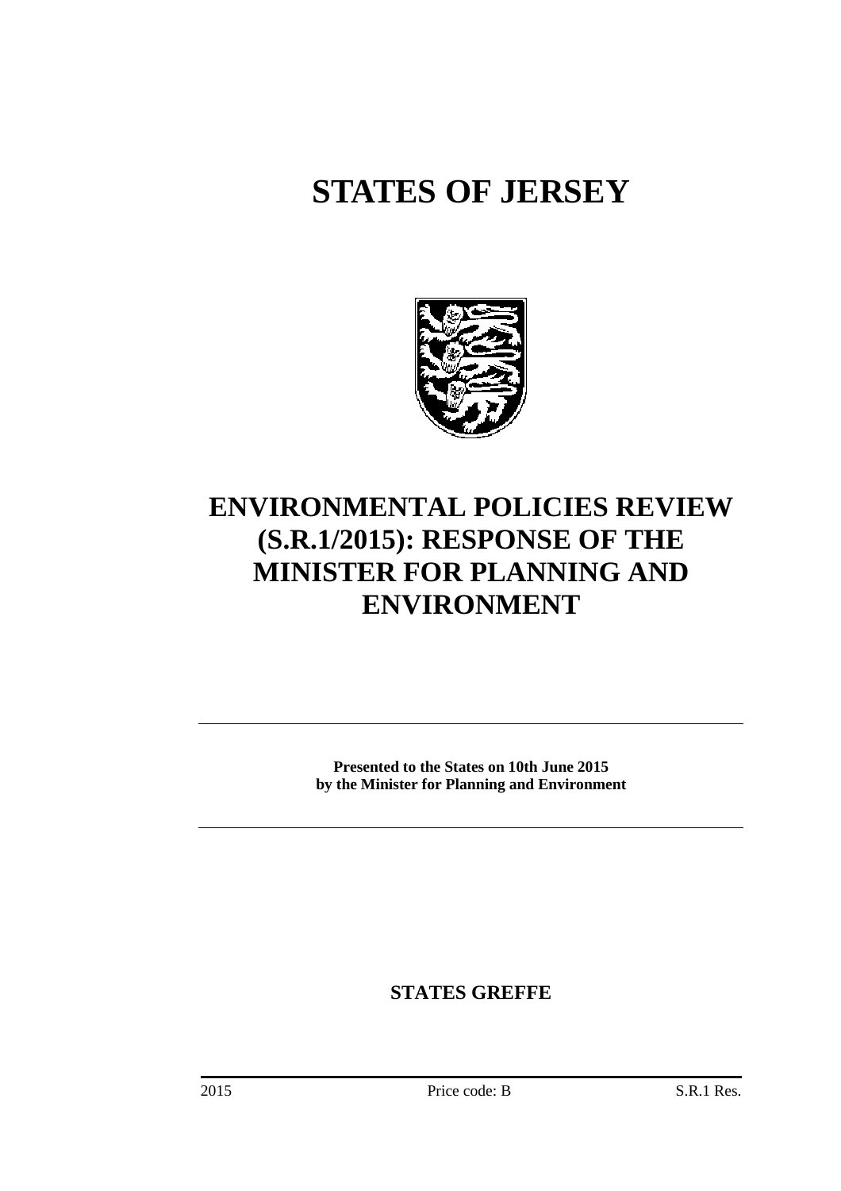# STATES OF JERSEY

# ENVIRONMENTAL POLICIES REVIEW (S.R.1/2015): RESPONSE OF THE MINISTER FOR PLANNING AND ENVIRONMENT

---

**Presented to the States on 10th June 2015**
**by the Minister for Planning and Environment**

---

**STATES GREFFE**

2015 Price code: B S.R.1 Res.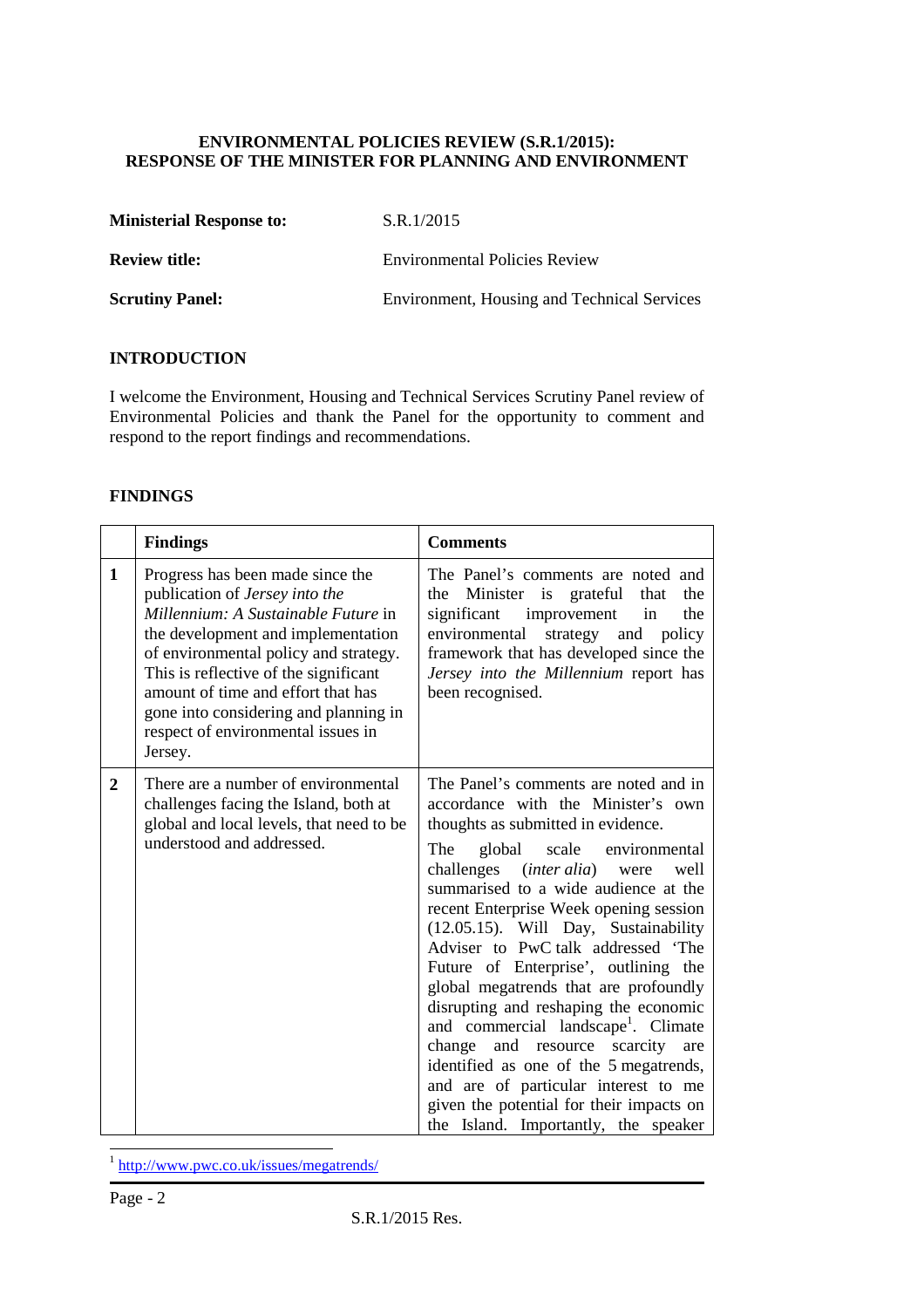**ENVIRONMENTAL POLICIES REVIEW (S.R.1/2015): RESPONSE OF THE MINISTER FOR PLANNING AND ENVIRONMENT**

| | |
|---|---|
| **Ministerial Response to:** | S.R.1/2015 |
| **Review title:** | Environmental Policies Review |
| **Scrutiny Panel:** | Environment, Housing and Technical Services |

## INTRODUCTION

I welcome the Environment, Housing and Technical Services Scrutiny Panel review of Environmental Policies and thank the Panel for the opportunity to comment and respond to the report findings and recommendations.

## FINDINGS

| | **Findings** | **Comments** |
|---|---|---|
| **1** | Progress has been made since the publication of *Jersey into the Millennium: A Sustainable Future* in the development and implementation of environmental policy and strategy. This is reflective of the significant amount of time and effort that has gone into considering and planning in respect of environmental issues in Jersey. | The Panel's comments are noted and the Minister is grateful that the significant improvement in the environmental strategy and policy framework that has developed since the *Jersey into the Millennium* report has been recognised. |
| **2** | There are a number of environmental challenges facing the Island, both at global and local levels, that need to be understood and addressed. | The Panel's comments are noted and in accordance with the Minister's own thoughts as submitted in evidence.<br><br>The global scale environmental challenges (*inter alia*) were well summarised to a wide audience at the recent Enterprise Week opening session (12.05.15). Will Day, Sustainability Adviser to PwC talk addressed 'The Future of Enterprise', outlining the global megatrends that are profoundly disrupting and reshaping the economic and commercial landscape[1]. Climate change and resource scarcity are identified as one of the 5 megatrends, and are of particular interest to me given the potential for their impacts on the Island. Importantly, the speaker |

[1] http://www.pwc.co.uk/issues/megatrends/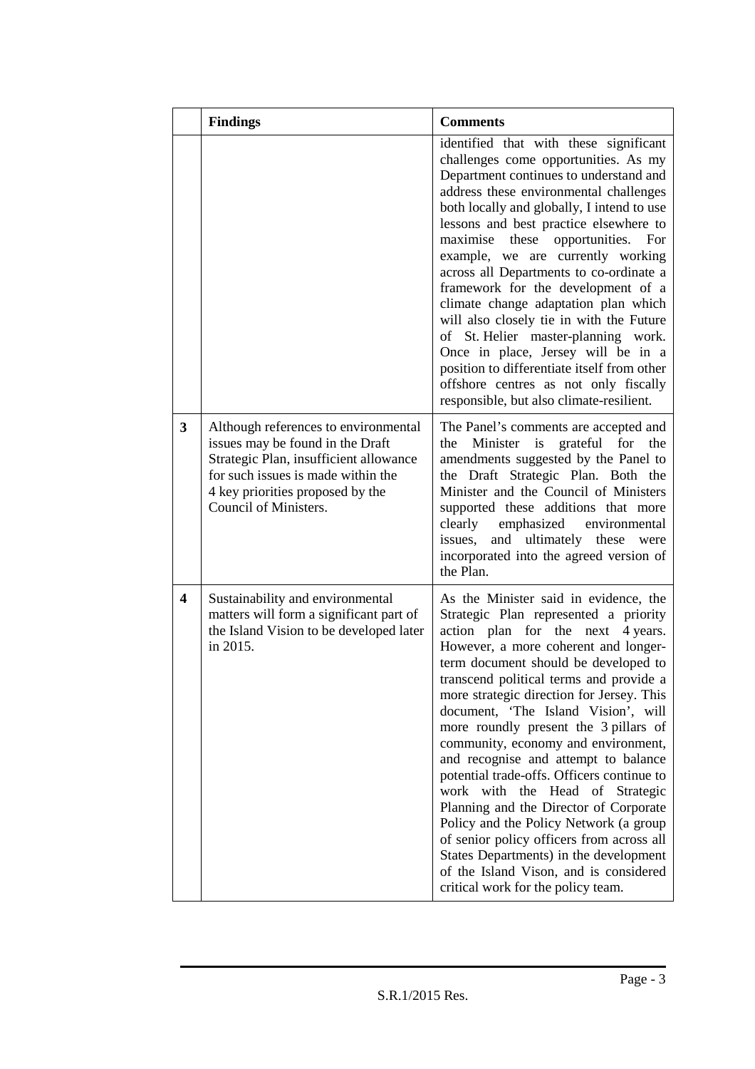|  | Findings | Comments |
|---|---|---|
|  |  | identified that with these significant challenges come opportunities. As my Department continues to understand and address these environmental challenges both locally and globally, I intend to use lessons and best practice elsewhere to maximise these opportunities. For example, we are currently working across all Departments to co-ordinate a framework for the development of a climate change adaptation plan which will also closely tie in with the Future of St. Helier master-planning work. Once in place, Jersey will be in a position to differentiate itself from other offshore centres as not only fiscally responsible, but also climate-resilient. |
| **3** | Although references to environmental issues may be found in the Draft Strategic Plan, insufficient allowance for such issues is made within the 4 key priorities proposed by the Council of Ministers. | The Panel's comments are accepted and the Minister is grateful for the amendments suggested by the Panel to the Draft Strategic Plan. Both the Minister and the Council of Ministers supported these additions that more clearly emphasized environmental issues, and ultimately these were incorporated into the agreed version of the Plan. |
| **4** | Sustainability and environmental matters will form a significant part of the Island Vision to be developed later in 2015. | As the Minister said in evidence, the Strategic Plan represented a priority action plan for the next 4 years. However, a more coherent and longer-term document should be developed to transcend political terms and provide a more strategic direction for Jersey. This document, 'The Island Vision', will more roundly present the 3 pillars of community, economy and environment, and recognise and attempt to balance potential trade-offs. Officers continue to work with the Head of Strategic Planning and the Director of Corporate Policy and the Policy Network (a group of senior policy officers from across all States Departments) in the development of the Island Vison, and is considered critical work for the policy team. |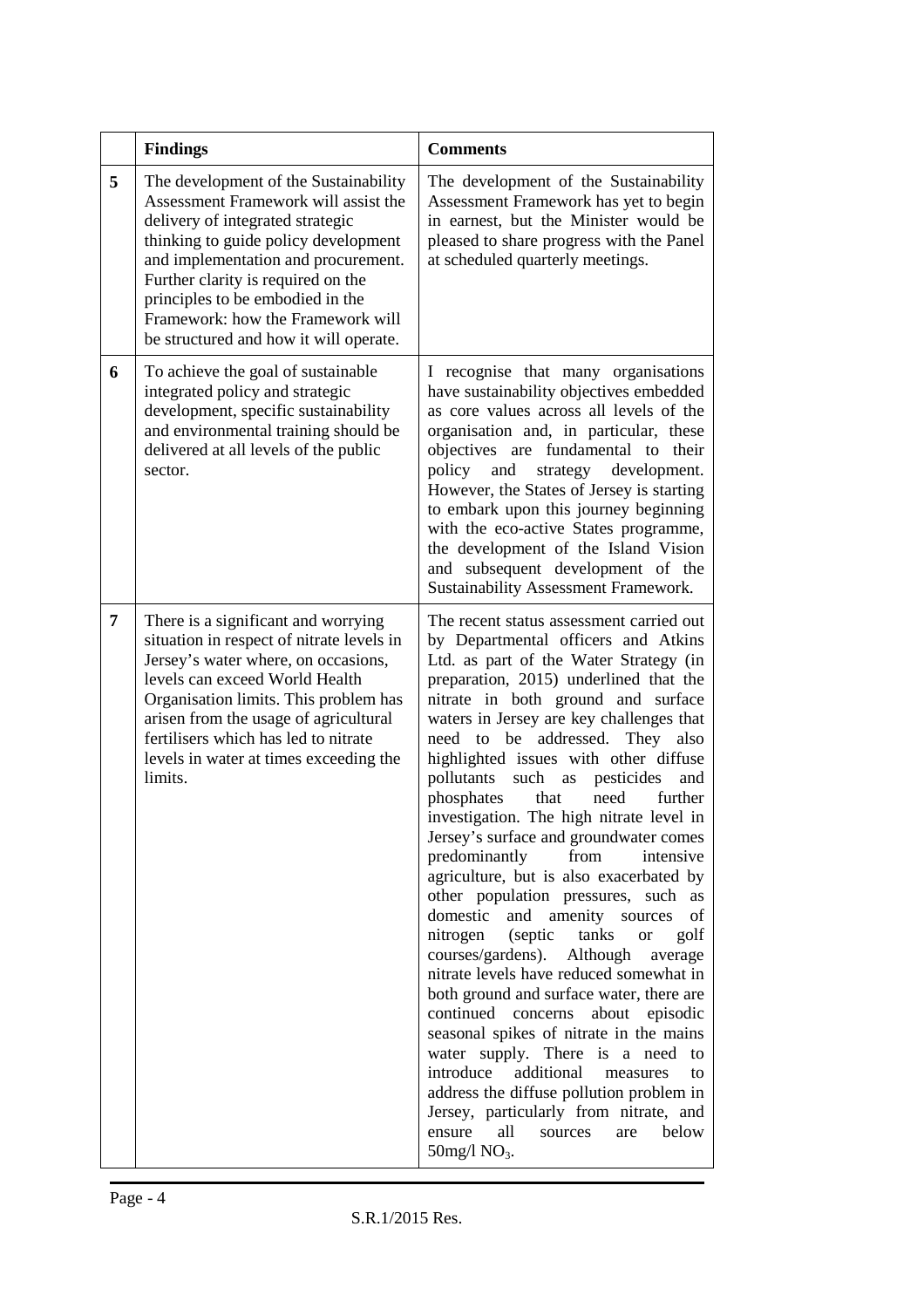| | Findings | Comments |
|---|---|---|
| 5 | The development of the Sustainability Assessment Framework will assist the delivery of integrated strategic thinking to guide policy development and implementation and procurement. Further clarity is required on the principles to be embodied in the Framework: how the Framework will be structured and how it will operate. | The development of the Sustainability Assessment Framework has yet to begin in earnest, but the Minister would be pleased to share progress with the Panel at scheduled quarterly meetings. |
| 6 | To achieve the goal of sustainable integrated policy and strategic development, specific sustainability and environmental training should be delivered at all levels of the public sector. | I recognise that many organisations have sustainability objectives embedded as core values across all levels of the organisation and, in particular, these objectives are fundamental to their policy and strategy development. However, the States of Jersey is starting to embark upon this journey beginning with the eco-active States programme, the development of the Island Vision and subsequent development of the Sustainability Assessment Framework. |
| 7 | There is a significant and worrying situation in respect of nitrate levels in Jersey's water where, on occasions, levels can exceed World Health Organisation limits. This problem has arisen from the usage of agricultural fertilisers which has led to nitrate levels in water at times exceeding the limits. | The recent status assessment carried out by Departmental officers and Atkins Ltd. as part of the Water Strategy (in preparation, 2015) underlined that the nitrate in both ground and surface waters in Jersey are key challenges that need to be addressed. They also highlighted issues with other diffuse pollutants such as pesticides and phosphates that need further investigation. The high nitrate level in Jersey's surface and groundwater comes predominantly from intensive agriculture, but is also exacerbated by other population pressures, such as domestic and amenity sources of nitrogen (septic tanks or golf courses/gardens). Although average nitrate levels have reduced somewhat in both ground and surface water, there are continued concerns about episodic seasonal spikes of nitrate in the mains water supply. There is a need to introduce additional measures to address the diffuse pollution problem in Jersey, particularly from nitrate, and ensure all sources are below 50mg/l $NO_3$. |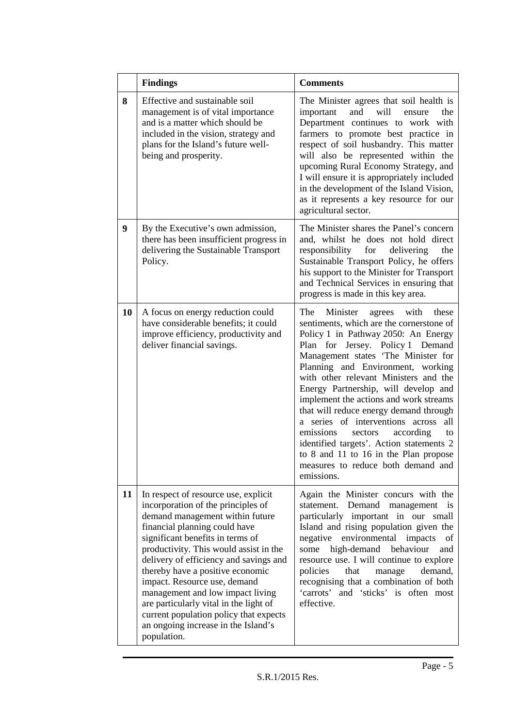| | Findings | Comments |
|---|---|---|
| 8 | Effective and sustainable soil management is of vital importance and is a matter which should be included in the vision, strategy and plans for the Island's future well-being and prosperity. | The Minister agrees that soil health is important and will ensure the Department continues to work with farmers to promote best practice in respect of soil husbandry. This matter will also be represented within the upcoming Rural Economy Strategy, and I will ensure it is appropriately included in the development of the Island Vision, as it represents a key resource for our agricultural sector. |
| 9 | By the Executive's own admission, there has been insufficient progress in delivering the Sustainable Transport Policy. | The Minister shares the Panel's concern and, whilst he does not hold direct responsibility for delivering the Sustainable Transport Policy, he offers his support to the Minister for Transport and Technical Services in ensuring that progress is made in this key area. |
| 10 | A focus on energy reduction could have considerable benefits; it could improve efficiency, productivity and deliver financial savings. | The Minister agrees with these sentiments, which are the cornerstone of Policy 1 in Pathway 2050: An Energy Plan for Jersey. Policy 1 Demand Management states 'The Minister for Planning and Environment, working with other relevant Ministers and the Energy Partnership, will develop and implement the actions and work streams that will reduce energy demand through a series of interventions across all emissions sectors according to identified targets'. Action statements 2 to 8 and 11 to 16 in the Plan propose measures to reduce both demand and emissions. |
| 11 | In respect of resource use, explicit incorporation of the principles of demand management within future financial planning could have significant benefits in terms of productivity. This would assist in the delivery of efficiency and savings and thereby have a positive economic impact. Resource use, demand management and low impact living are particularly vital in the light of current population policy that expects an ongoing increase in the Island's population. | Again the Minister concurs with the statement. Demand management is particularly important in our small Island and rising population given the negative environmental impacts of some high-demand behaviour and resource use. I will continue to explore policies that manage demand, recognising that a combination of both 'carrots' and 'sticks' is often most effective. |

S.R.1/2015 Res.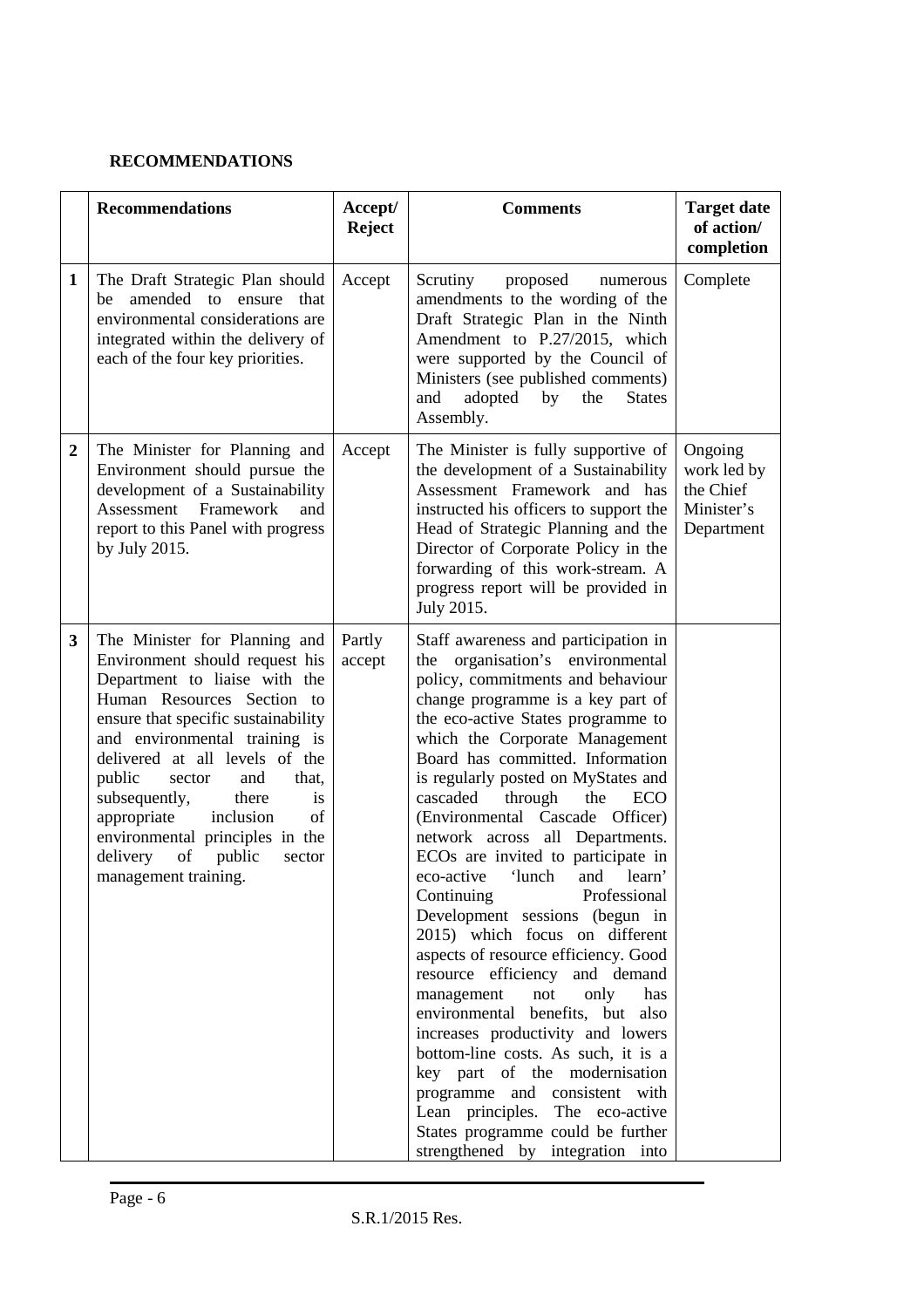**RECOMMENDATIONS**

| | Recommendations | Accept/ Reject | Comments | Target date of action/ completion |
|---|---|---|---|---|
| **1** | The Draft Strategic Plan should be amended to ensure that environmental considerations are integrated within the delivery of each of the four key priorities. | Accept | Scrutiny proposed numerous amendments to the wording of the Draft Strategic Plan in the Ninth Amendment to P.27/2015, which were supported by the Council of Ministers (see published comments) and adopted by the States Assembly. | Complete |
| **2** | The Minister for Planning and Environment should pursue the development of a Sustainability Assessment Framework and report to this Panel with progress by July 2015. | Accept | The Minister is fully supportive of the development of a Sustainability Assessment Framework and has instructed his officers to support the Head of Strategic Planning and the Director of Corporate Policy in the forwarding of this work-stream. A progress report will be provided in July 2015. | Ongoing work led by the Chief Minister's Department |
| **3** | The Minister for Planning and Environment should request his Department to liaise with the Human Resources Section to ensure that specific sustainability and environmental training is delivered at all levels of the public sector and that, subsequently, there is appropriate inclusion of environmental principles in the delivery of public sector management training. | Partly accept | Staff awareness and participation in the organisation's environmental policy, commitments and behaviour change programme is a key part of the eco-active States programme to which the Corporate Management Board has committed. Information is regularly posted on MyStates and cascaded through the ECO (Environmental Cascade Officer) network across all Departments. ECOs are invited to participate in eco-active 'lunch and learn' Continuing Professional Development sessions (begun in 2015) which focus on different aspects of resource efficiency. Good resource efficiency and demand management not only has environmental benefits, but also increases productivity and lowers bottom-line costs. As such, it is a key part of the modernisation programme and consistent with Lean principles. The eco-active States programme could be further strengthened by integration into | |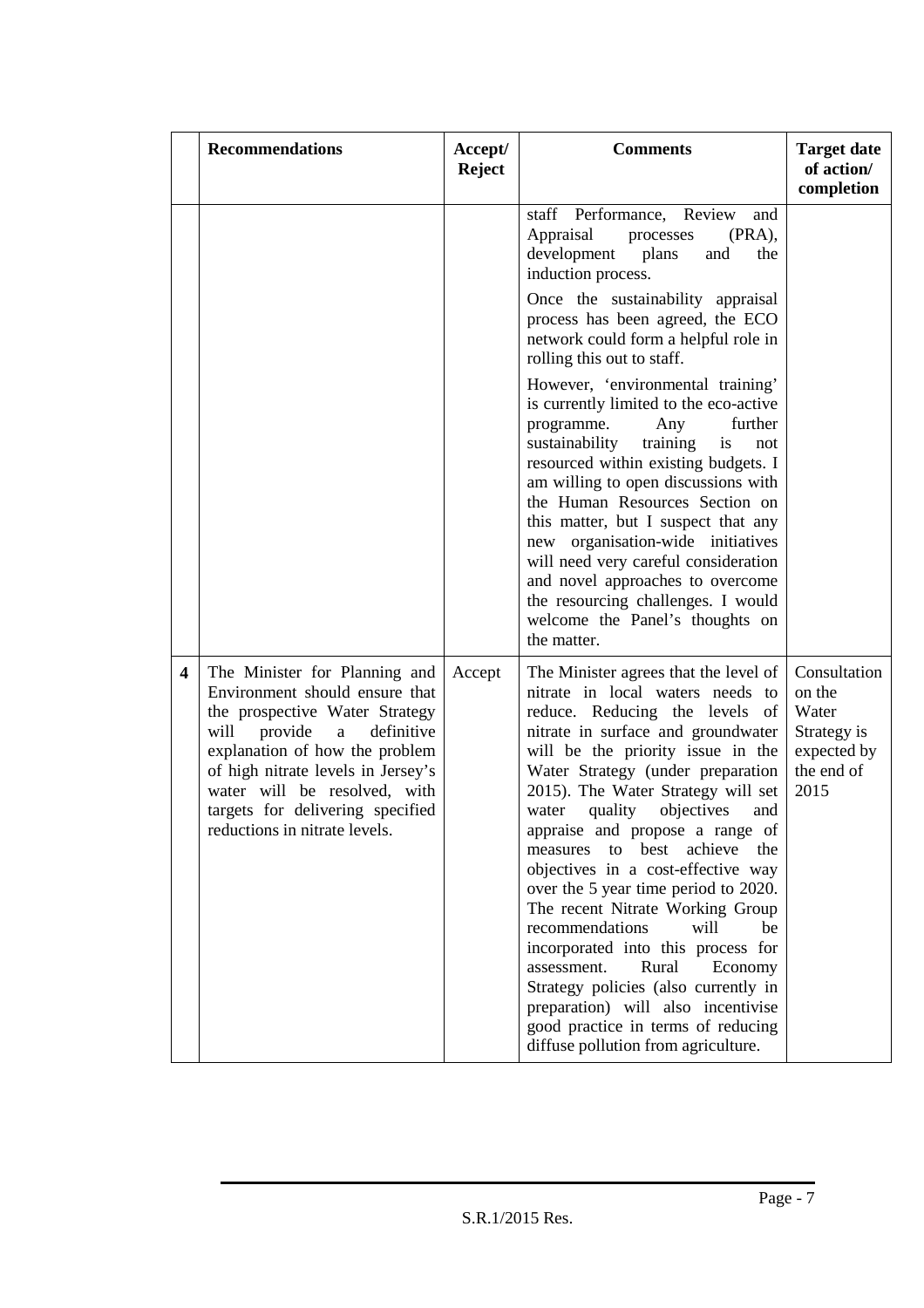| | Recommendations | Accept/ Reject | Comments | Target date of action/ completion |
|---|---|---|---|---|
| | | | staff Performance, Review and Appraisal processes (PRA), development plans and the induction process.<br><br>Once the sustainability appraisal process has been agreed, the ECO network could form a helpful role in rolling this out to staff.<br><br>However, 'environmental training' is currently limited to the eco-active programme. Any further sustainability training is not resourced within existing budgets. I am willing to open discussions with the Human Resources Section on this matter, but I suspect that any new organisation-wide initiatives will need very careful consideration and novel approaches to overcome the resourcing challenges. I would welcome the Panel's thoughts on the matter. | |
| **4** | The Minister for Planning and Environment should ensure that the prospective Water Strategy will provide a definitive explanation of how the problem of high nitrate levels in Jersey's water will be resolved, with targets for delivering specified reductions in nitrate levels. | Accept | The Minister agrees that the level of nitrate in local waters needs to reduce. Reducing the levels of nitrate in surface and groundwater will be the priority issue in the Water Strategy (under preparation 2015). The Water Strategy will set water quality objectives and appraise and propose a range of measures to best achieve the objectives in a cost-effective way over the 5 year time period to 2020. The recent Nitrate Working Group recommendations will be incorporated into this process for assessment. Rural Economy Strategy policies (also currently in preparation) will also incentivise good practice in terms of reducing diffuse pollution from agriculture. | Consultation on the Water Strategy is expected by the end of 2015 |

S.R.1/2015 Res.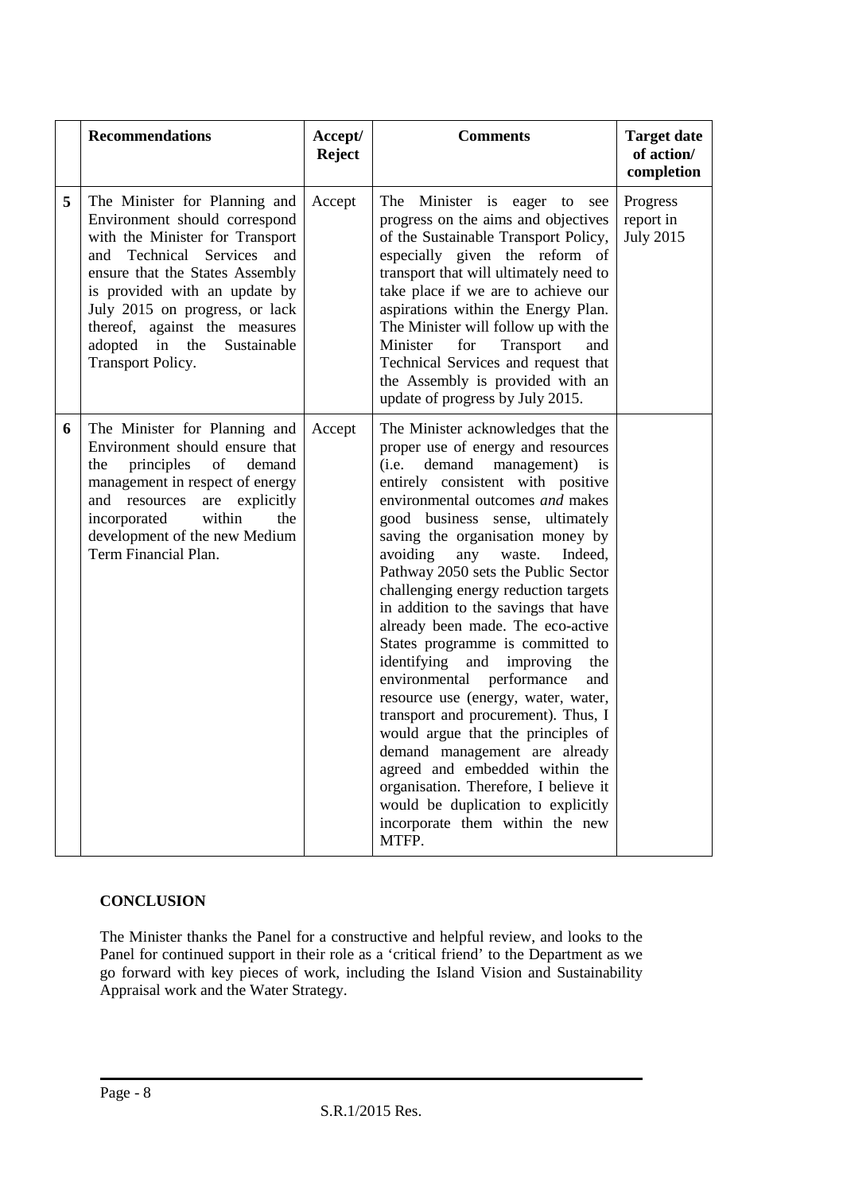| | Recommendations | Accept/ Reject | Comments | Target date of action/ completion |
|---|---|---|---|---|
| 5 | The Minister for Planning and Environment should correspond with the Minister for Transport and Technical Services and ensure that the States Assembly is provided with an update by July 2015 on progress, or lack thereof, against the measures adopted in the Sustainable Transport Policy. | Accept | The Minister is eager to see progress on the aims and objectives of the Sustainable Transport Policy, especially given the reform of transport that will ultimately need to take place if we are to achieve our aspirations within the Energy Plan. The Minister will follow up with the Minister for Transport and Technical Services and request that the Assembly is provided with an update of progress by July 2015. | Progress report in July 2015 |
| 6 | The Minister for Planning and Environment should ensure that the principles of demand management in respect of energy and resources are explicitly incorporated within the development of the new Medium Term Financial Plan. | Accept | The Minister acknowledges that the proper use of energy and resources (i.e. demand management) is entirely consistent with positive environmental outcomes *and* makes good business sense, ultimately saving the organisation money by avoiding any waste. Indeed, Pathway 2050 sets the Public Sector challenging energy reduction targets in addition to the savings that have already been made. The eco-active States programme is committed to identifying and improving the environmental performance and resource use (energy, water, water, transport and procurement). Thus, I would argue that the principles of demand management are already agreed and embedded within the organisation. Therefore, I believe it would be duplication to explicitly incorporate them within the new MTFP. | |

**CONCLUSION**

The Minister thanks the Panel for a constructive and helpful review, and looks to the Panel for continued support in their role as a 'critical friend' to the Department as we go forward with key pieces of work, including the Island Vision and Sustainability Appraisal work and the Water Strategy.